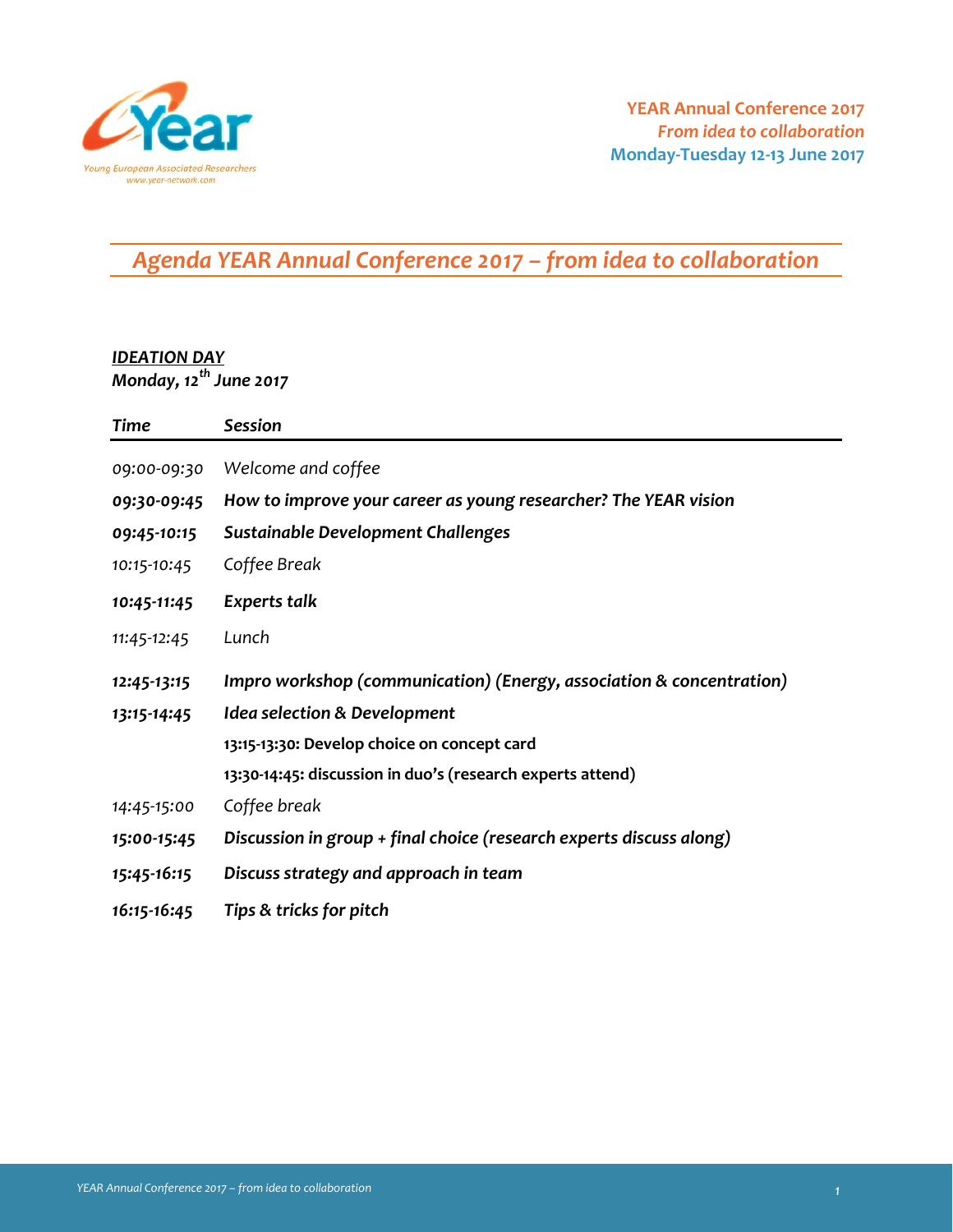YEAR Annual Conference 2017
*From idea to collaboration*
Monday-Tuesday 12-13 June 2017

# *Agenda YEAR Annual Conference 2017 – from idea to collaboration*

***IDEATION DAY***
***Monday, 12th June 2017***

| *Time* | *Session* |
|---|---|
| *09:00-09:30* | *Welcome and coffee* |
| ***09:30-09:45*** | ***How to improve your career as young researcher? The YEAR vision*** |
| ***09:45-10:15*** | ***Sustainable Development Challenges*** |
| *10:15-10:45* | *Coffee Break* |
| ***10:45-11:45*** | ***Experts talk*** |
| *11:45-12:45* | *Lunch* |
| ***12:45-13:15*** | ***Impro workshop (communication) (Energy, association & concentration)*** |
| ***13:15-14:45*** | ***Idea selection & Development*** |
| | **13:15-13:30: Develop choice on concept card** |
| | **13:30-14:45: discussion in duo's (research experts attend)** |
| *14:45-15:00* | *Coffee break* |
| ***15:00-15:45*** | ***Discussion in group + final choice (research experts discuss along)*** |
| ***15:45-16:15*** | ***Discuss strategy and approach in team*** |
| ***16:15-16:45*** | ***Tips & tricks for pitch*** |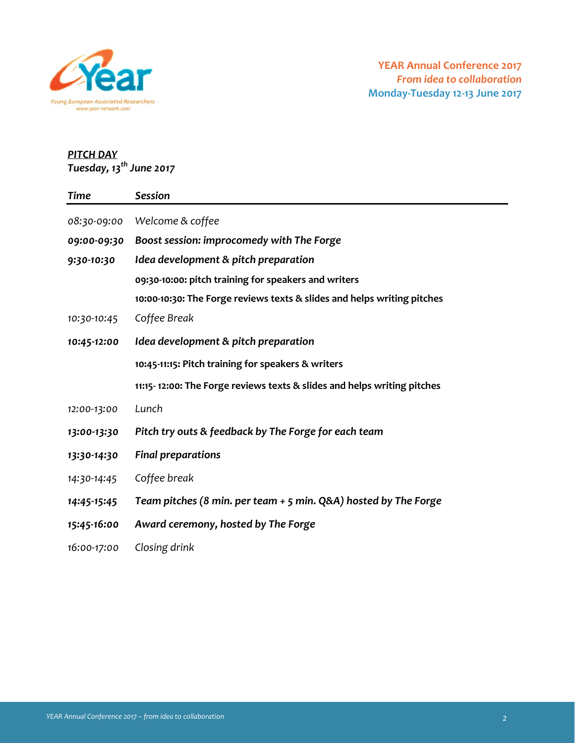YEAR Annual Conference 2017
*From idea to collaboration*
Monday-Tuesday 12-13 June 2017

***PITCH DAY***
***Tuesday, 13th June 2017***

| *Time* | *Session* |
|---|---|
| *08:30-09:00* | *Welcome & coffee* |
| ***09:00-09:30*** | ***Boost session: improcomedy with The Forge*** |
| ***9:30-10:30*** | ***Idea development & pitch preparation*** |
| | **09:30-10:00: pitch training for speakers and writers** |
| | **10:00-10:30: The Forge reviews texts & slides and helps writing pitches** |
| *10:30-10:45* | *Coffee Break* |
| ***10:45-12:00*** | ***Idea development & pitch preparation*** |
| | **10:45-11:15: Pitch training for speakers & writers** |
| | **11:15- 12:00: The Forge reviews texts & slides and helps writing pitches** |
| *12:00-13:00* | *Lunch* |
| ***13:00-13:30*** | ***Pitch try outs & feedback by The Forge for each team*** |
| ***13:30-14:30*** | ***Final preparations*** |
| *14:30-14:45* | *Coffee break* |
| ***14:45-15:45*** | ***Team pitches (8 min. per team + 5 min. Q&A) hosted by The Forge*** |
| ***15:45-16:00*** | ***Award ceremony, hosted by The Forge*** |
| *16:00-17:00* | *Closing drink* |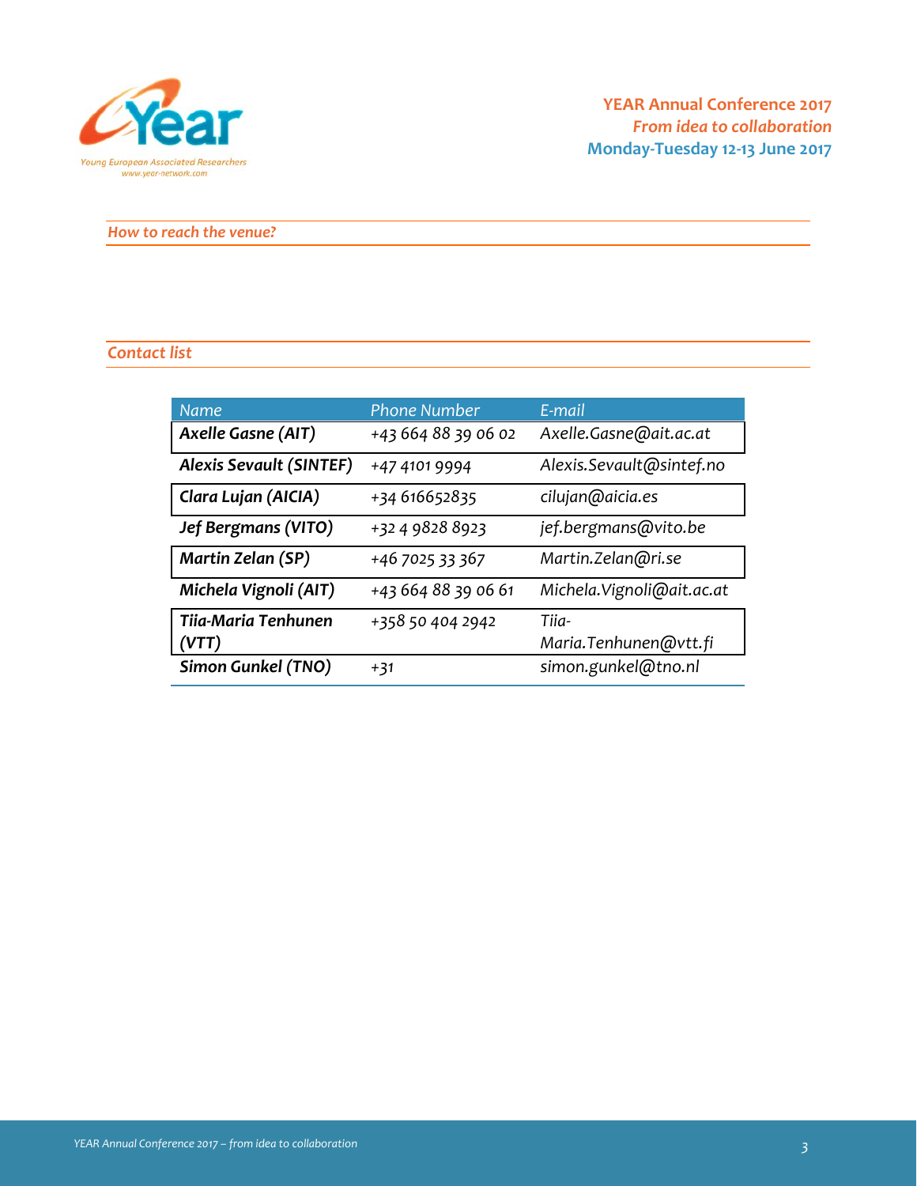## *How to reach the venue?*

## *Contact list*

| Name | Phone Number | E-mail |
|---|---|---|
| ***Axelle Gasne (AIT)*** | *+43 664 88 39 06 02* | *Axelle.Gasne@ait.ac.at* |
| ***Alexis Sevault (SINTEF)*** | *+47 4101 9994* | *Alexis.Sevault@sintef.no* |
| ***Clara Lujan (AICIA)*** | *+34 616652835* | *cilujan@aicia.es* |
| ***Jef Bergmans (VITO)*** | *+32 4 9828 8923* | *jef.bergmans@vito.be* |
| ***Martin Zelan (SP)*** | *+46 7025 33 367* | *Martin.Zelan@ri.se* |
| ***Michela Vignoli (AIT)*** | *+43 664 88 39 06 61* | *Michela.Vignoli@ait.ac.at* |
| ***Tiia-Maria Tenhunen (VTT)*** | *+358 50 404 2942* | *Tiia-Maria.Tenhunen@vtt.fi* |
| ***Simon Gunkel (TNO)*** | *+31* | *simon.gunkel@tno.nl* |